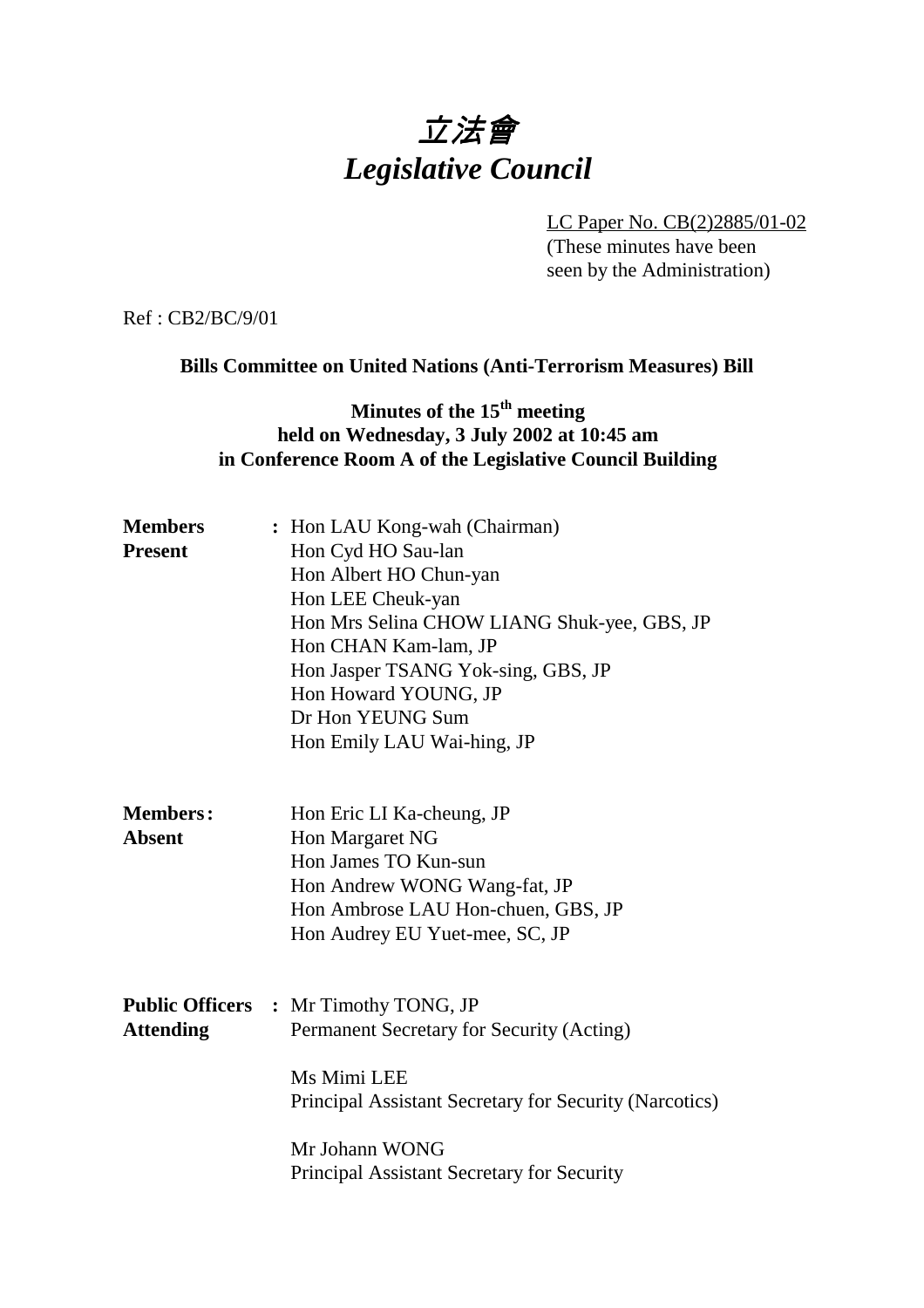# 立法會
# *Legislative Council*

LC Paper No. CB(2)2885/01-02
(These minutes have been seen by the Administration)

Ref : CB2/BC/9/01

**Bills Committee on United Nations (Anti-Terrorism Measures) Bill**

**Minutes of the 15th meeting held on Wednesday, 3 July 2002 at 10:45 am in Conference Room A of the Legislative Council Building**

**Members Present** : Hon LAU Kong-wah (Chairman)
Hon Cyd HO Sau-lan
Hon Albert HO Chun-yan
Hon LEE Cheuk-yan
Hon Mrs Selina CHOW LIANG Shuk-yee, GBS, JP
Hon CHAN Kam-lam, JP
Hon Jasper TSANG Yok-sing, GBS, JP
Hon Howard YOUNG, JP
Dr Hon YEUNG Sum
Hon Emily LAU Wai-hing, JP

**Members Absent** : Hon Eric LI Ka-cheung, JP
Hon Margaret NG
Hon James TO Kun-sun
Hon Andrew WONG Wang-fat, JP
Hon Ambrose LAU Hon-chuen, GBS, JP
Hon Audrey EU Yuet-mee, SC, JP

**Public Officers Attending** : Mr Timothy TONG, JP
Permanent Secretary for Security (Acting)

Ms Mimi LEE
Principal Assistant Secretary for Security (Narcotics)

Mr Johann WONG
Principal Assistant Secretary for Security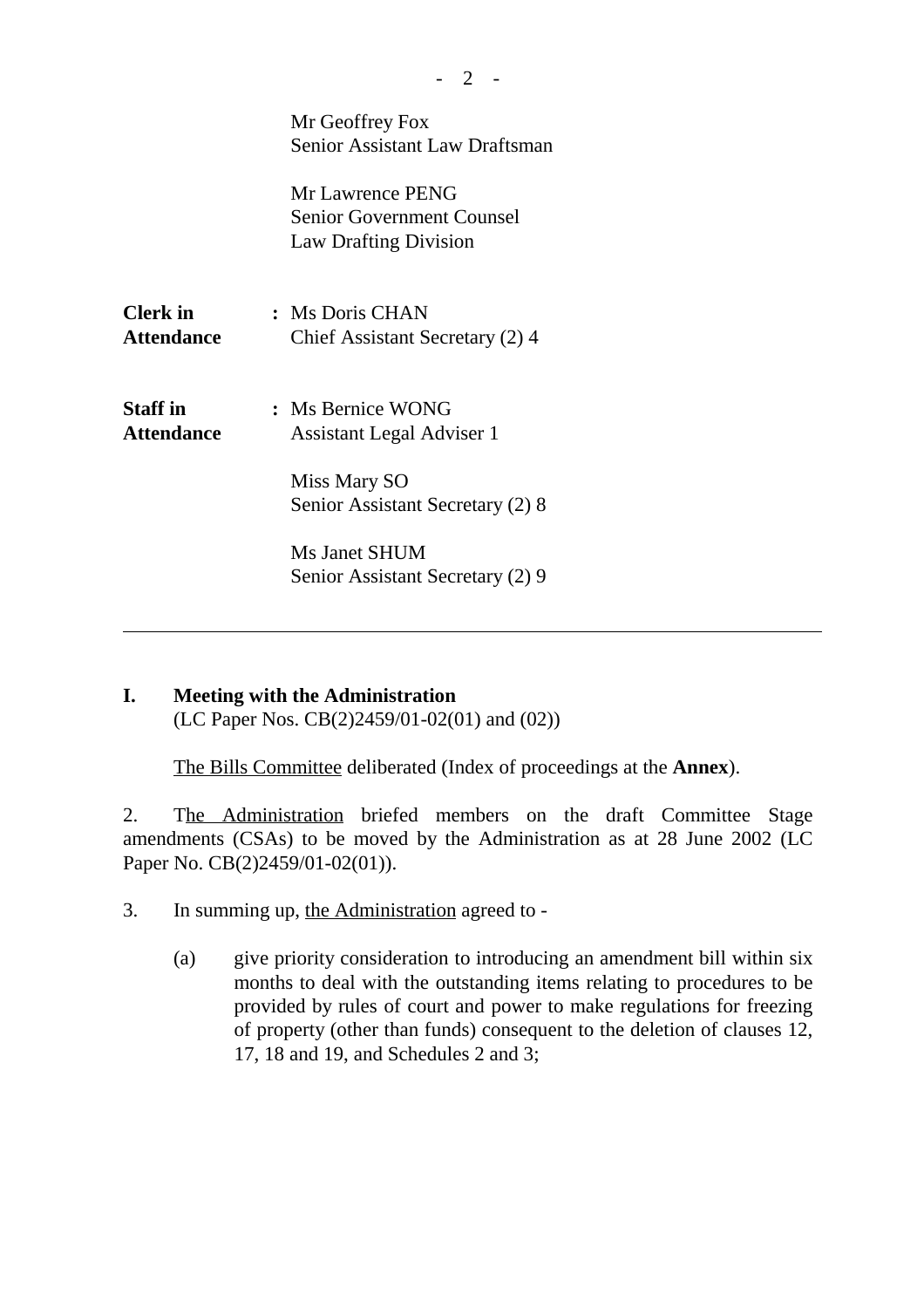Mr Geoffrey Fox
Senior Assistant Law Draftsman

Mr Lawrence PENG
Senior Government Counsel
Law Drafting Division

**Clerk in Attendance** : Ms Doris CHAN
Chief Assistant Secretary (2) 4

**Staff in Attendance** : Ms Bernice WONG
Assistant Legal Adviser 1

Miss Mary SO
Senior Assistant Secretary (2) 8

Ms Janet SHUM
Senior Assistant Secretary (2) 9

---

## I. Meeting with the Administration

(LC Paper Nos. CB(2)2459/01-02(01) and (02))

The Bills Committee deliberated (Index of proceedings at the **Annex**).

2. The Administration briefed members on the draft Committee Stage amendments (CSAs) to be moved by the Administration as at 28 June 2002 (LC Paper No. CB(2)2459/01-02(01)).

3. In summing up, the Administration agreed to -

(a) give priority consideration to introducing an amendment bill within six months to deal with the outstanding items relating to procedures to be provided by rules of court and power to make regulations for freezing of property (other than funds) consequent to the deletion of clauses 12, 17, 18 and 19, and Schedules 2 and 3;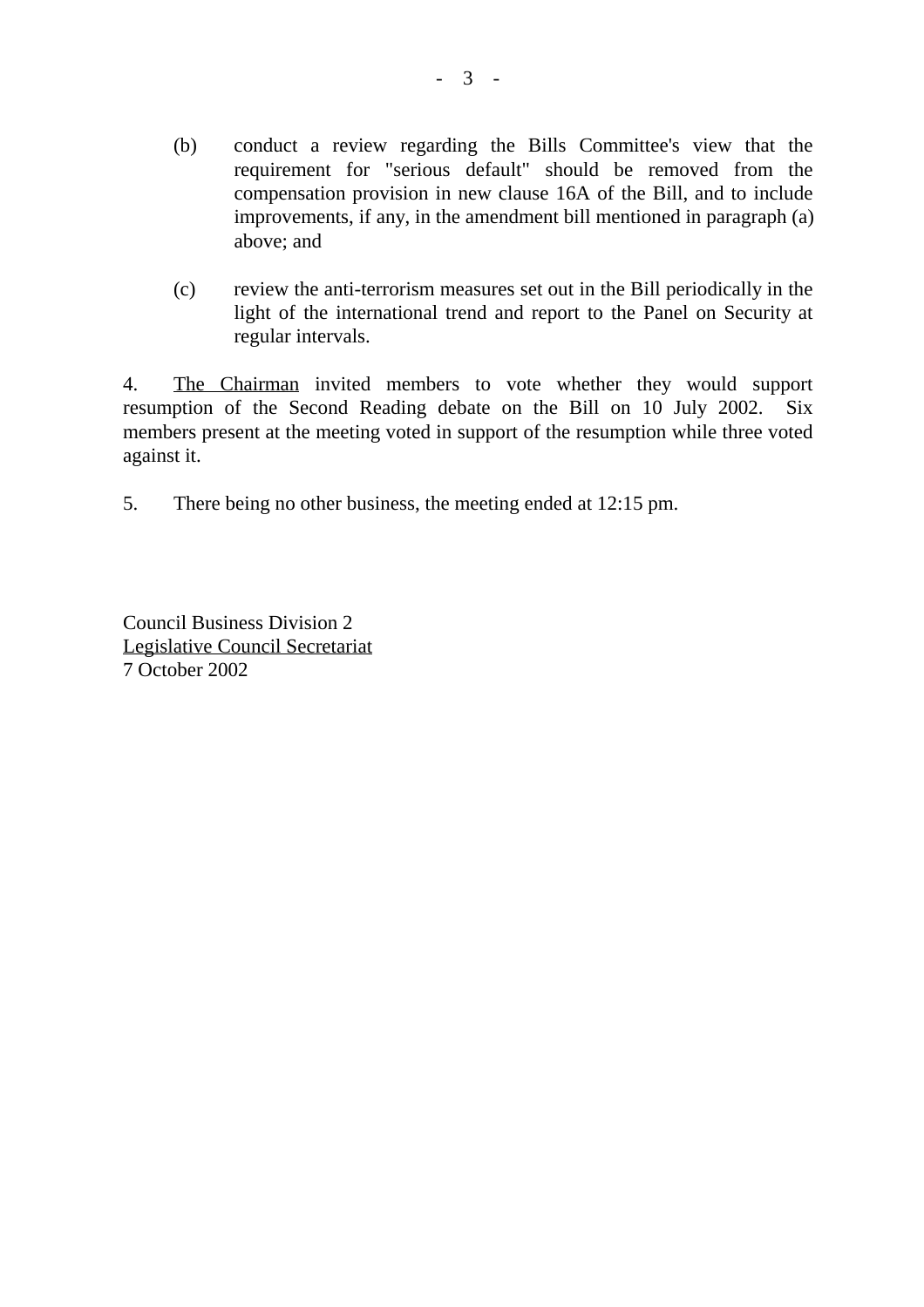(b) conduct a review regarding the Bills Committee's view that the requirement for "serious default" should be removed from the compensation provision in new clause 16A of the Bill, and to include improvements, if any, in the amendment bill mentioned in paragraph (a) above; and

(c) review the anti-terrorism measures set out in the Bill periodically in the light of the international trend and report to the Panel on Security at regular intervals.

4. <u>The Chairman</u> invited members to vote whether they would support resumption of the Second Reading debate on the Bill on 10 July 2002. Six members present at the meeting voted in support of the resumption while three voted against it.

5. There being no other business, the meeting ended at 12:15 pm.

Council Business Division 2
<u>Legislative Council Secretariat</u>
7 October 2002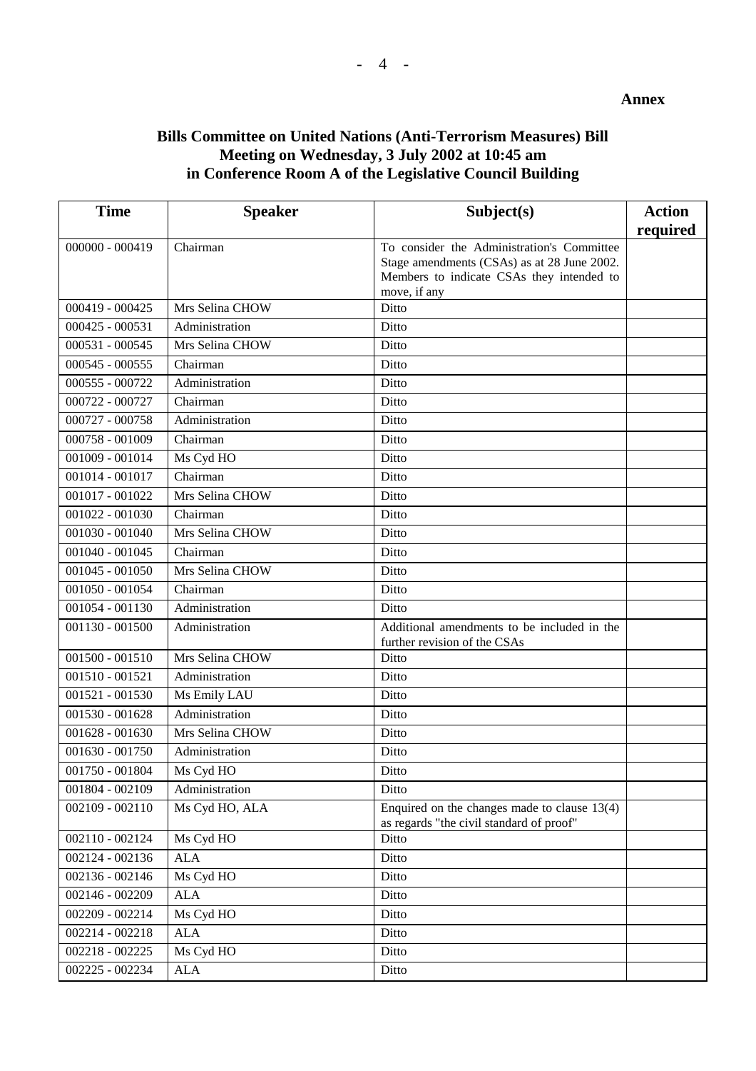**Annex**

## Bills Committee on United Nations (Anti-Terrorism Measures) Bill
## Meeting on Wednesday, 3 July 2002 at 10:45 am
## in Conference Room A of the Legislative Council Building

| Time | Speaker | Subject(s) | Action required |
|---|---|---|---|
| 000000 - 000419 | Chairman | To consider the Administration's Committee Stage amendments (CSAs) as at 28 June 2002. Members to indicate CSAs they intended to move, if any | |
| 000419 - 000425 | Mrs Selina CHOW | Ditto | |
| 000425 - 000531 | Administration | Ditto | |
| 000531 - 000545 | Mrs Selina CHOW | Ditto | |
| 000545 - 000555 | Chairman | Ditto | |
| 000555 - 000722 | Administration | Ditto | |
| 000722 - 000727 | Chairman | Ditto | |
| 000727 - 000758 | Administration | Ditto | |
| 000758 - 001009 | Chairman | Ditto | |
| 001009 - 001014 | Ms Cyd HO | Ditto | |
| 001014 - 001017 | Chairman | Ditto | |
| 001017 - 001022 | Mrs Selina CHOW | Ditto | |
| 001022 - 001030 | Chairman | Ditto | |
| 001030 - 001040 | Mrs Selina CHOW | Ditto | |
| 001040 - 001045 | Chairman | Ditto | |
| 001045 - 001050 | Mrs Selina CHOW | Ditto | |
| 001050 - 001054 | Chairman | Ditto | |
| 001054 - 001130 | Administration | Ditto | |
| 001130 - 001500 | Administration | Additional amendments to be included in the further revision of the CSAs | |
| 001500 - 001510 | Mrs Selina CHOW | Ditto | |
| 001510 - 001521 | Administration | Ditto | |
| 001521 - 001530 | Ms Emily LAU | Ditto | |
| 001530 - 001628 | Administration | Ditto | |
| 001628 - 001630 | Mrs Selina CHOW | Ditto | |
| 001630 - 001750 | Administration | Ditto | |
| 001750 - 001804 | Ms Cyd HO | Ditto | |
| 001804 - 002109 | Administration | Ditto | |
| 002109 - 002110 | Ms Cyd HO, ALA | Enquired on the changes made to clause 13(4) as regards "the civil standard of proof" | |
| 002110 - 002124 | Ms Cyd HO | Ditto | |
| 002124 - 002136 | ALA | Ditto | |
| 002136 - 002146 | Ms Cyd HO | Ditto | |
| 002146 - 002209 | ALA | Ditto | |
| 002209 - 002214 | Ms Cyd HO | Ditto | |
| 002214 - 002218 | ALA | Ditto | |
| 002218 - 002225 | Ms Cyd HO | Ditto | |
| 002225 - 002234 | ALA | Ditto | |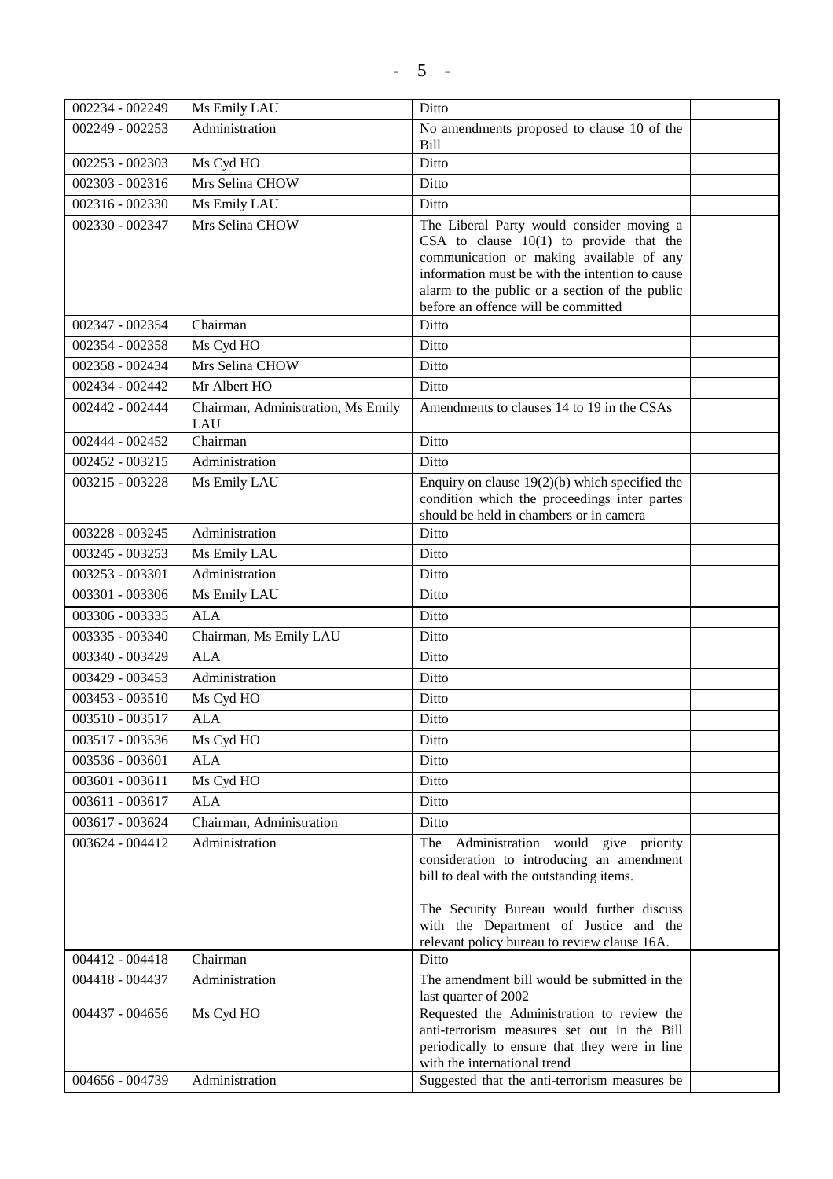| | | | |
|---|---|---|---|
| 002234 - 002249 | Ms Emily LAU | Ditto | |
| 002249 - 002253 | Administration | No amendments proposed to clause 10 of the Bill | |
| 002253 - 002303 | Ms Cyd HO | Ditto | |
| 002303 - 002316 | Mrs Selina CHOW | Ditto | |
| 002316 - 002330 | Ms Emily LAU | Ditto | |
| 002330 - 002347 | Mrs Selina CHOW | The Liberal Party would consider moving a CSA to clause 10(1) to provide that the communication or making available of any information must be with the intention to cause alarm to the public or a section of the public before an offence will be committed | |
| 002347 - 002354 | Chairman | Ditto | |
| 002354 - 002358 | Ms Cyd HO | Ditto | |
| 002358 - 002434 | Mrs Selina CHOW | Ditto | |
| 002434 - 002442 | Mr Albert HO | Ditto | |
| 002442 - 002444 | Chairman, Administration, Ms Emily LAU | Amendments to clauses 14 to 19 in the CSAs | |
| 002444 - 002452 | Chairman | Ditto | |
| 002452 - 003215 | Administration | Ditto | |
| 003215 - 003228 | Ms Emily LAU | Enquiry on clause 19(2)(b) which specified the condition which the proceedings inter partes should be held in chambers or in camera | |
| 003228 - 003245 | Administration | Ditto | |
| 003245 - 003253 | Ms Emily LAU | Ditto | |
| 003253 - 003301 | Administration | Ditto | |
| 003301 - 003306 | Ms Emily LAU | Ditto | |
| 003306 - 003335 | ALA | Ditto | |
| 003335 - 003340 | Chairman, Ms Emily LAU | Ditto | |
| 003340 - 003429 | ALA | Ditto | |
| 003429 - 003453 | Administration | Ditto | |
| 003453 - 003510 | Ms Cyd HO | Ditto | |
| 003510 - 003517 | ALA | Ditto | |
| 003517 - 003536 | Ms Cyd HO | Ditto | |
| 003536 - 003601 | ALA | Ditto | |
| 003601 - 003611 | Ms Cyd HO | Ditto | |
| 003611 - 003617 | ALA | Ditto | |
| 003617 - 003624 | Chairman, Administration | Ditto | |
| 003624 - 004412 | Administration | The Administration would give priority consideration to introducing an amendment bill to deal with the outstanding items.<br><br>The Security Bureau would further discuss with the Department of Justice and the relevant policy bureau to review clause 16A. | |
| 004412 - 004418 | Chairman | Ditto | |
| 004418 - 004437 | Administration | The amendment bill would be submitted in the last quarter of 2002 | |
| 004437 - 004656 | Ms Cyd HO | Requested the Administration to review the anti-terrorism measures set out in the Bill periodically to ensure that they were in line with the international trend | |
| 004656 - 004739 | Administration | Suggested that the anti-terrorism measures be | |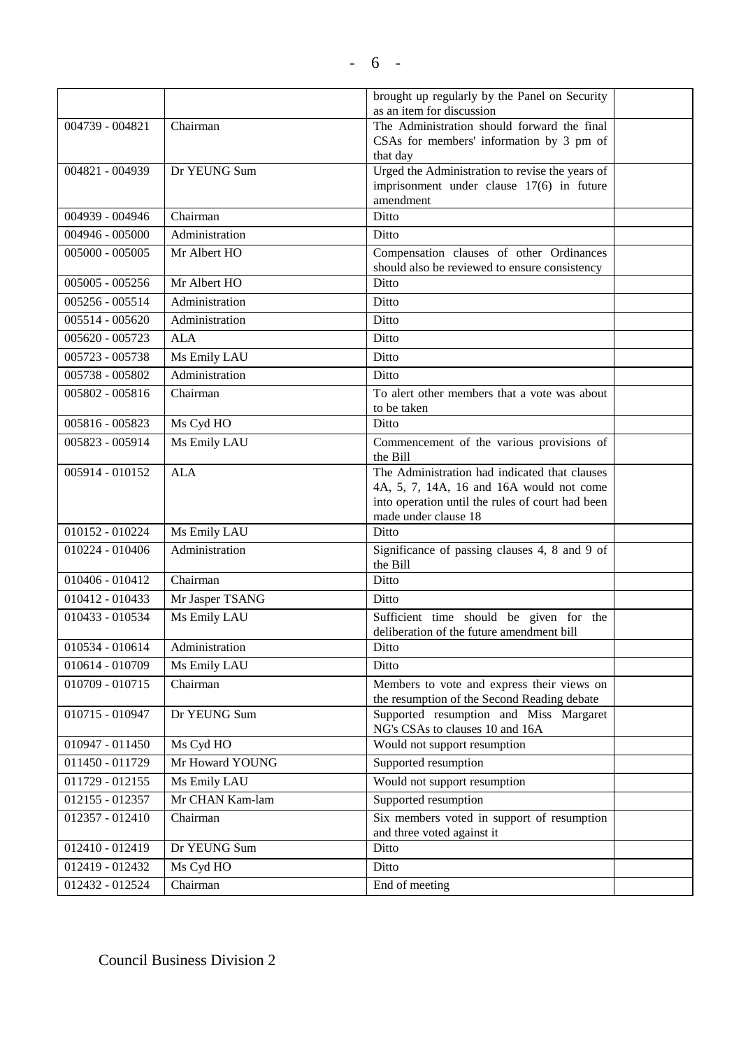| | | | |
|---|---|---|---|
| | | brought up regularly by the Panel on Security as an item for discussion | |
| 004739 - 004821 | Chairman | The Administration should forward the final CSAs for members' information by 3 pm of that day | |
| 004821 - 004939 | Dr YEUNG Sum | Urged the Administration to revise the years of imprisonment under clause 17(6) in future amendment | |
| 004939 - 004946 | Chairman | Ditto | |
| 004946 - 005000 | Administration | Ditto | |
| 005000 - 005005 | Mr Albert HO | Compensation clauses of other Ordinances should also be reviewed to ensure consistency | |
| 005005 - 005256 | Mr Albert HO | Ditto | |
| 005256 - 005514 | Administration | Ditto | |
| 005514 - 005620 | Administration | Ditto | |
| 005620 - 005723 | ALA | Ditto | |
| 005723 - 005738 | Ms Emily LAU | Ditto | |
| 005738 - 005802 | Administration | Ditto | |
| 005802 - 005816 | Chairman | To alert other members that a vote was about to be taken | |
| 005816 - 005823 | Ms Cyd HO | Ditto | |
| 005823 - 005914 | Ms Emily LAU | Commencement of the various provisions of the Bill | |
| 005914 - 010152 | ALA | The Administration had indicated that clauses 4A, 5, 7, 14A, 16 and 16A would not come into operation until the rules of court had been made under clause 18 | |
| 010152 - 010224 | Ms Emily LAU | Ditto | |
| 010224 - 010406 | Administration | Significance of passing clauses 4, 8 and 9 of the Bill | |
| 010406 - 010412 | Chairman | Ditto | |
| 010412 - 010433 | Mr Jasper TSANG | Ditto | |
| 010433 - 010534 | Ms Emily LAU | Sufficient time should be given for the deliberation of the future amendment bill | |
| 010534 - 010614 | Administration | Ditto | |
| 010614 - 010709 | Ms Emily LAU | Ditto | |
| 010709 - 010715 | Chairman | Members to vote and express their views on the resumption of the Second Reading debate | |
| 010715 - 010947 | Dr YEUNG Sum | Supported resumption and Miss Margaret NG's CSAs to clauses 10 and 16A | |
| 010947 - 011450 | Ms Cyd HO | Would not support resumption | |
| 011450 - 011729 | Mr Howard YOUNG | Supported resumption | |
| 011729 - 012155 | Ms Emily LAU | Would not support resumption | |
| 012155 - 012357 | Mr CHAN Kam-lam | Supported resumption | |
| 012357 - 012410 | Chairman | Six members voted in support of resumption and three voted against it | |
| 012410 - 012419 | Dr YEUNG Sum | Ditto | |
| 012419 - 012432 | Ms Cyd HO | Ditto | |
| 012432 - 012524 | Chairman | End of meeting | |

Council Business Division 2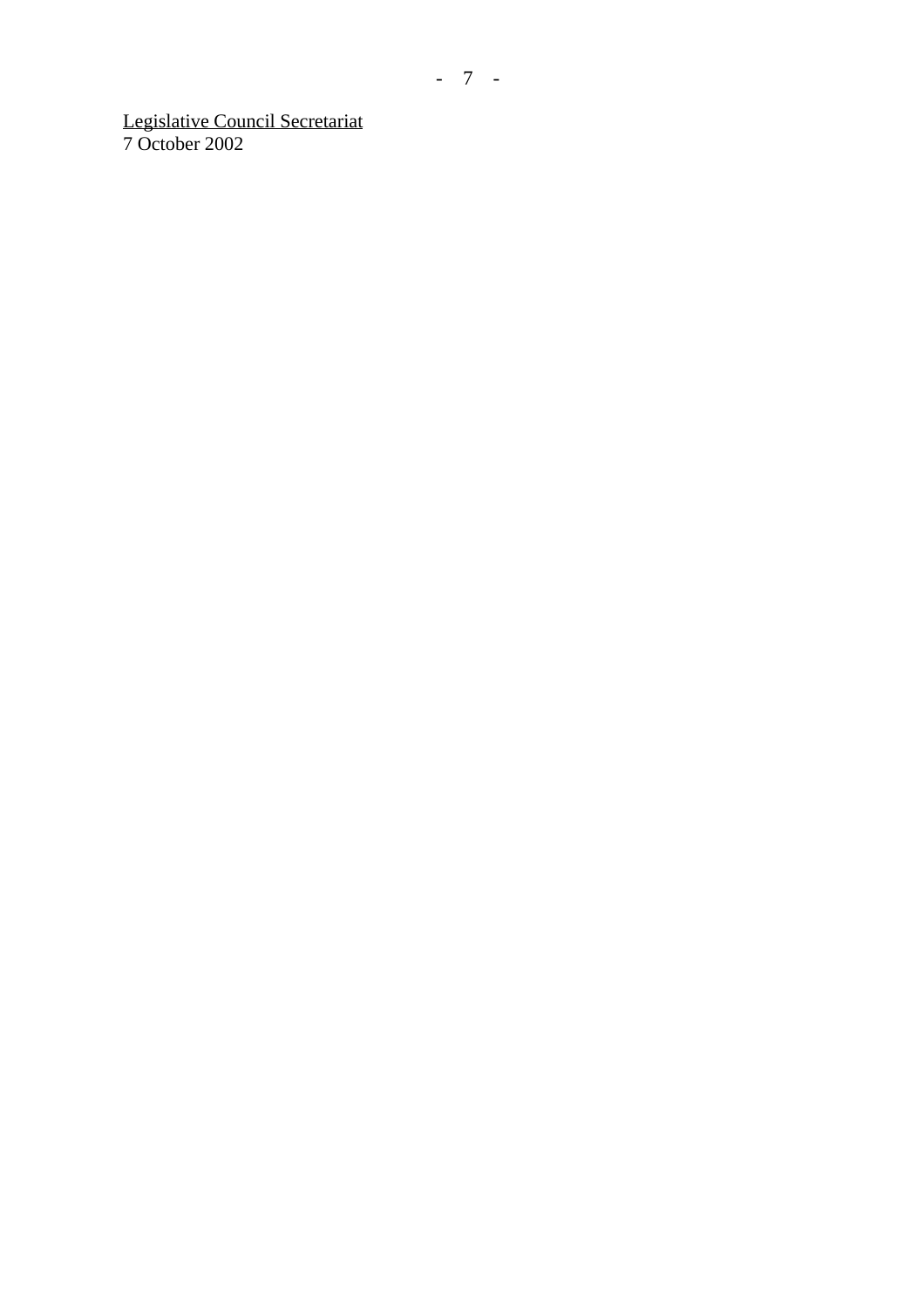Legislative Council Secretariat
7 October 2002